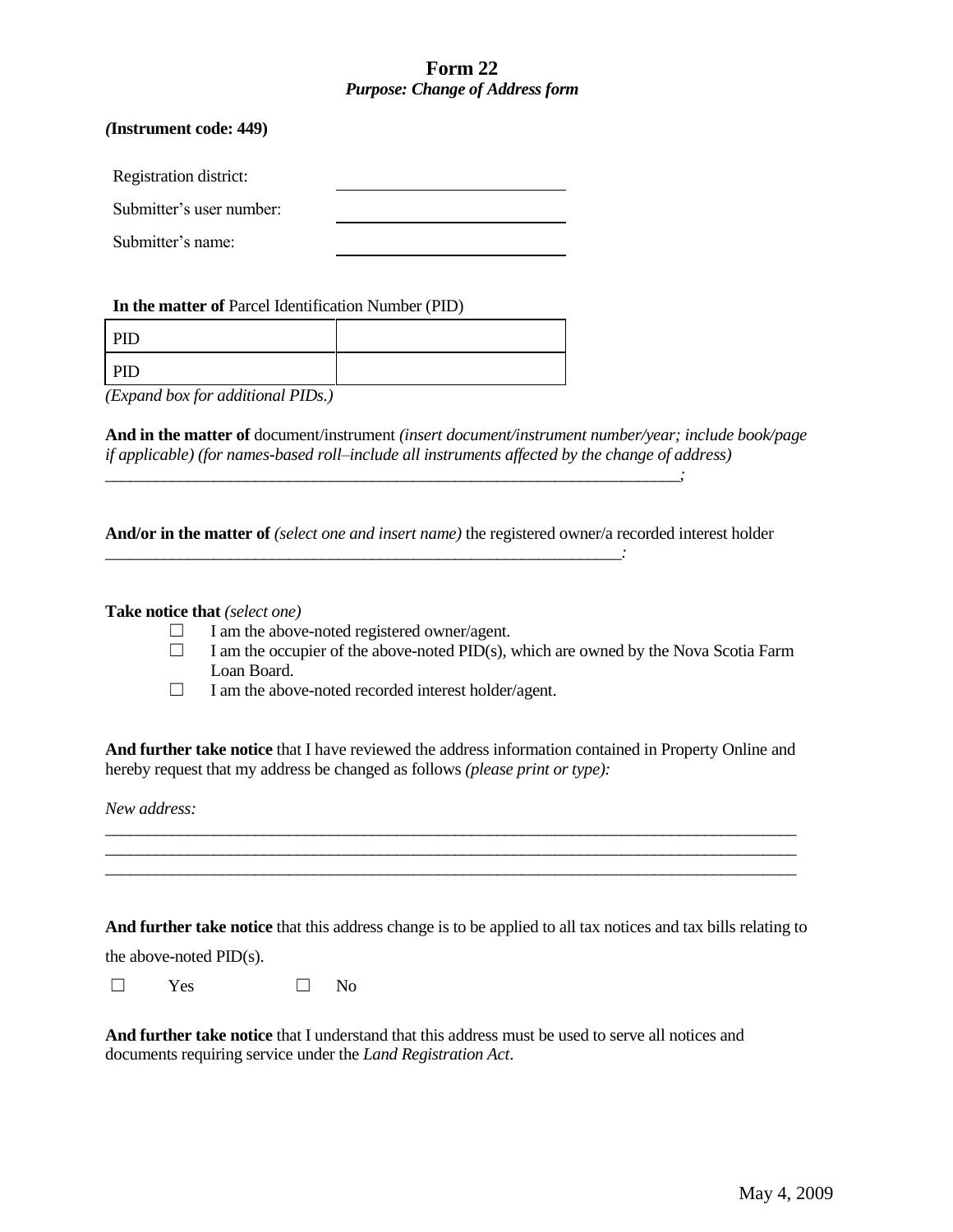# Form 22

***Purpose: Change of Address form***

***(*Instrument code: 449)**

| Registration district: | |
|---|---|
| Submitter's user number: | |
| Submitter's name: | |

**In the matter of** Parcel Identification Number (PID)

| PID | |
|---|---|
| PID | |

*(Expand box for additional PIDs.)*

**And in the matter of** document/instrument *(insert document/instrument number/year; include book/page if applicable) (for names-based roll–include all instruments affected by the change of address)*

_______________________________________________________________________;

**And/or in the matter of** *(select one and insert name)* the registered owner/a recorded interest holder

_______________________________________________________________:

**Take notice that** *(select one)*

- ☐ I am the above-noted registered owner/agent.
- ☐ I am the occupier of the above-noted PID(s), which are owned by the Nova Scotia Farm Loan Board.
- ☐ I am the above-noted recorded interest holder/agent.

**And further take notice** that I have reviewed the address information contained in Property Online and hereby request that my address be changed as follows *(please print or type):*

*New address:*

_____________________________________________________________________________________

_____________________________________________________________________________________

_____________________________________________________________________________________

**And further take notice** that this address change is to be applied to all tax notices and tax bills relating to the above-noted PID(s).

☐ Yes ☐ No

**And further take notice** that I understand that this address must be used to serve all notices and documents requiring service under the *Land Registration Act*.

May 4, 2009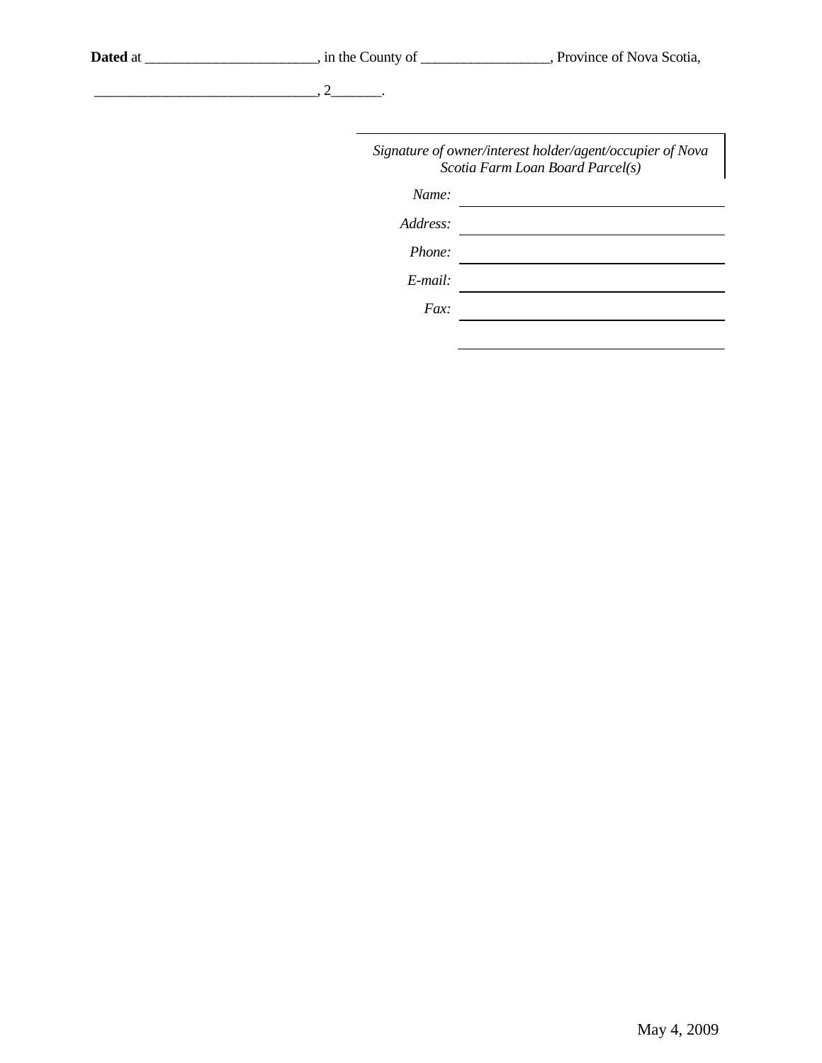**Dated** at ________________________, in the County of _________________, Province of Nova Scotia,

______________________________, 2_______.

______________________________

*Signature of owner/interest holder/agent/occupier of Nova Scotia Farm Loan Board Parcel(s)*

*Name:* ______________________________

*Address:* ______________________________

*Phone:* ______________________________

*E-mail:* ______________________________

*Fax:* ______________________________

______________________________

May 4, 2009